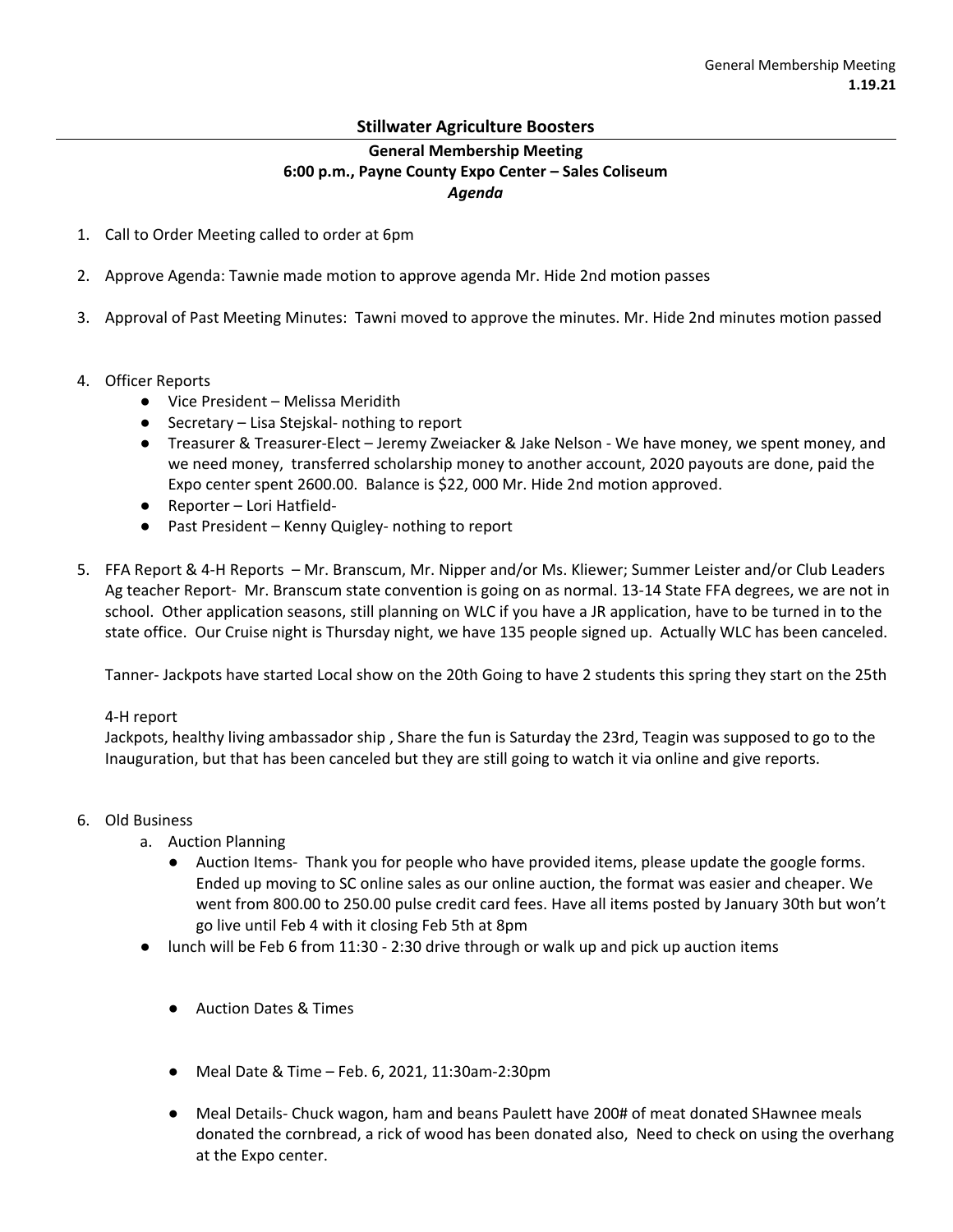## Stillwater Agriculture Boosters

**General Membership Meeting**
**6:00 p.m., Payne County Expo Center – Sales Coliseum**
***Agenda***

1. Call to Order Meeting called to order at 6pm

2. Approve Agenda: Tawnie made motion to approve agenda Mr. Hide 2nd motion passes

3. Approval of Past Meeting Minutes: Tawni moved to approve the minutes. Mr. Hide 2nd minutes motion passed

4. Officer Reports
   - Vice President – Melissa Meridith
   - Secretary – Lisa Stejskal- nothing to report
   - Treasurer & Treasurer-Elect – Jeremy Zweiacker & Jake Nelson - We have money, we spent money, and we need money, transferred scholarship money to another account, 2020 payouts are done, paid the Expo center spent 2600.00. Balance is $22, 000 Mr. Hide 2nd motion approved.
   - Reporter – Lori Hatfield-
   - Past President – Kenny Quigley- nothing to report

5. FFA Report & 4-H Reports – Mr. Branscum, Mr. Nipper and/or Ms. Kliewer; Summer Leister and/or Club Leaders Ag teacher Report- Mr. Branscum state convention is going on as normal. 13-14 State FFA degrees, we are not in school. Other application seasons, still planning on WLC if you have a JR application, have to be turned in to the state office. Our Cruise night is Thursday night, we have 135 people signed up. Actually WLC has been canceled.

   Tanner- Jackpots have started Local show on the 20th Going to have 2 students this spring they start on the 25th

   4-H report
   Jackpots, healthy living ambassador ship , Share the fun is Saturday the 23rd, Teagin was supposed to go to the Inauguration, but that has been canceled but they are still going to watch it via online and give reports.

6. Old Business
   a. Auction Planning
      - Auction Items- Thank you for people who have provided items, please update the google forms. Ended up moving to SC online sales as our online auction, the format was easier and cheaper. We went from 800.00 to 250.00 pulse credit card fees. Have all items posted by January 30th but won't go live until Feb 4 with it closing Feb 5th at 8pm
   - lunch will be Feb 6 from 11:30 - 2:30 drive through or walk up and pick up auction items
      - Auction Dates & Times
      - Meal Date & Time – Feb. 6, 2021, 11:30am-2:30pm
      - Meal Details- Chuck wagon, ham and beans Paulett have 200# of meat donated SHawnee meals donated the cornbread, a rick of wood has been donated also, Need to check on using the overhang at the Expo center.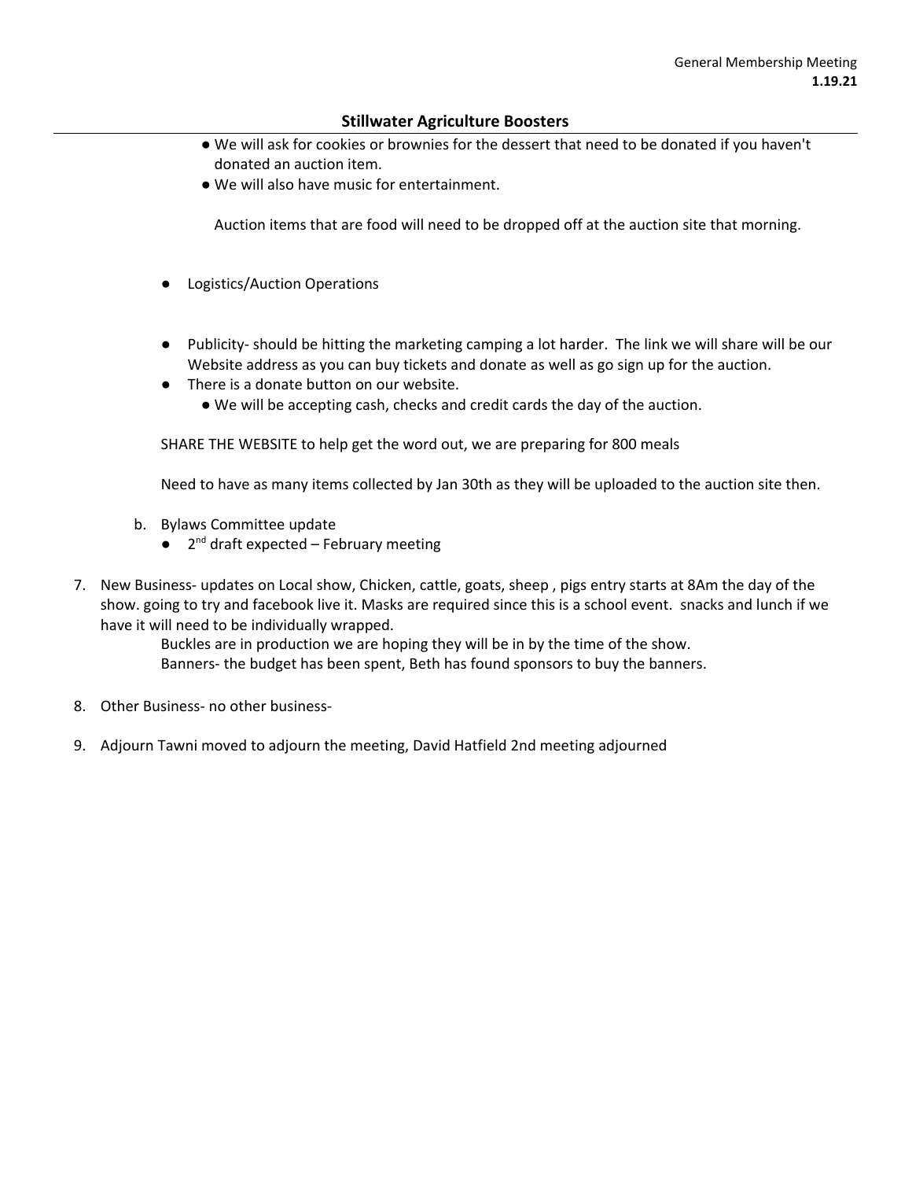- We will ask for cookies or brownies for the dessert that need to be donated if you haven't donated an auction item.
- We will also have music for entertainment.

  Auction items that are food will need to be dropped off at the auction site that morning.

- Logistics/Auction Operations

- Publicity- should be hitting the marketing camping a lot harder. The link we will share will be our Website address as you can buy tickets and donate as well as go sign up for the auction.
- There is a donate button on our website.
  - We will be accepting cash, checks and credit cards the day of the auction.

SHARE THE WEBSITE to help get the word out, we are preparing for 800 meals

Need to have as many items collected by Jan 30th as they will be uploaded to the auction site then.

b. Bylaws Committee update
   - 2nd draft expected – February meeting

7. New Business- updates on Local show, Chicken, cattle, goats, sheep , pigs entry starts at 8Am the day of the show. going to try and facebook live it. Masks are required since this is a school event. snacks and lunch if we have it will need to be individually wrapped.

   Buckles are in production we are hoping they will be in by the time of the show.

   Banners- the budget has been spent, Beth has found sponsors to buy the banners.

8. Other Business- no other business-

9. Adjourn Tawni moved to adjourn the meeting, David Hatfield 2nd meeting adjourned